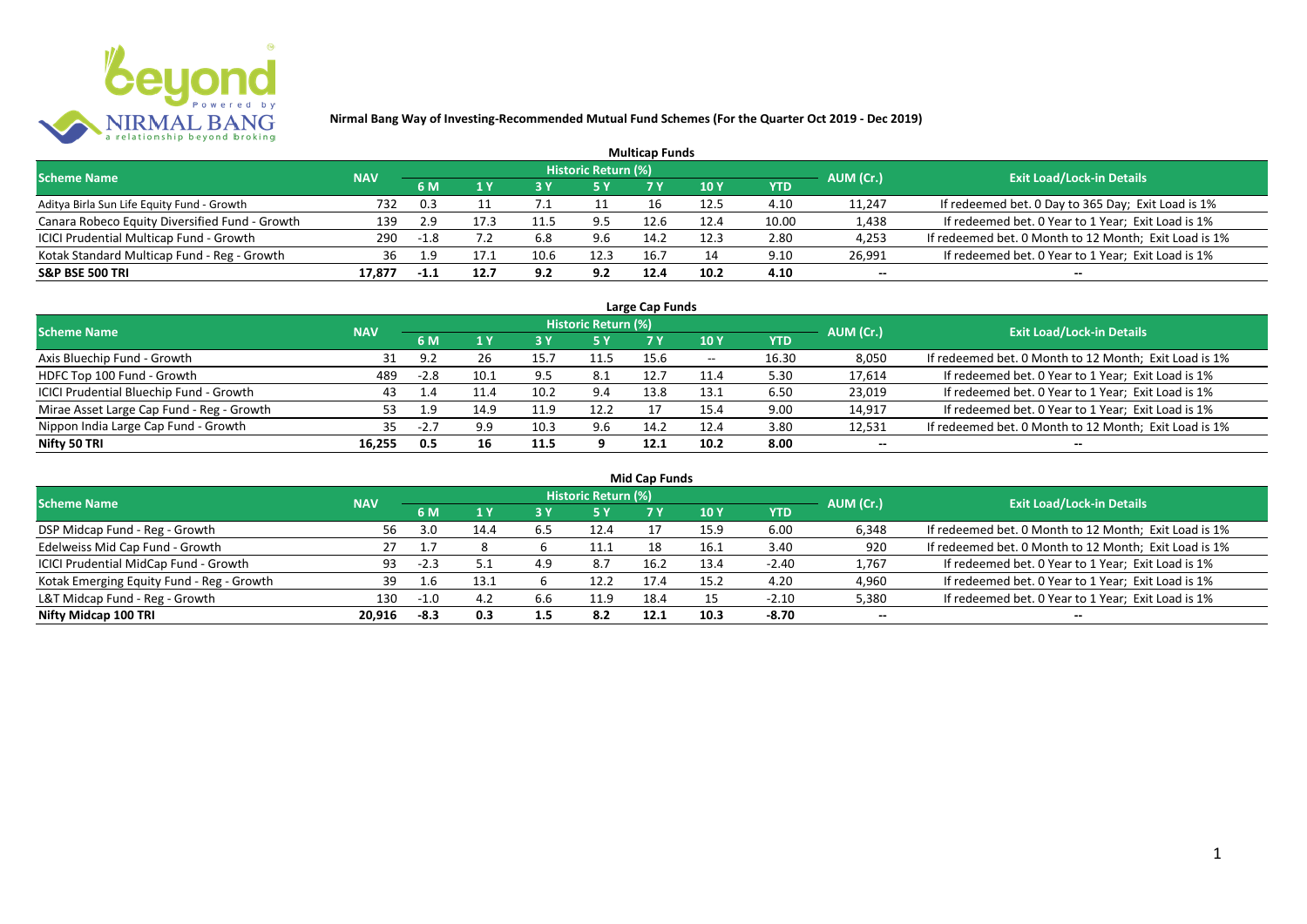# Nirmal Bang Way of Investing-Recommended Mutual Fund Schemes (For the Quarter Oct 2019 - Dec 2019)

## Multicap Funds

| Scheme Name | NAV | Historic Return (%) | | | | | | | AUM (Cr.) | Exit Load/Lock-in Details |
|---|---|---|---|---|---|---|---|---|---|---|
| | | 6 M | 1 Y | 3 Y | 5 Y | 7 Y | 10 Y | YTD | | |
| Aditya Birla Sun Life Equity Fund - Growth | 732 | 0.3 | 11 | 7.1 | 11 | 16 | 12.5 | 4.10 | 11,247 | If redeemed bet. 0 Day to 365 Day; Exit Load is 1% |
| Canara Robeco Equity Diversified Fund - Growth | 139 | 2.9 | 17.3 | 11.5 | 9.5 | 12.6 | 12.4 | 10.00 | 1,438 | If redeemed bet. 0 Year to 1 Year; Exit Load is 1% |
| ICICI Prudential Multicap Fund - Growth | 290 | -1.8 | 7.2 | 6.8 | 9.6 | 14.2 | 12.3 | 2.80 | 4,253 | If redeemed bet. 0 Month to 12 Month; Exit Load is 1% |
| Kotak Standard Multicap Fund - Reg - Growth | 36 | 1.9 | 17.1 | 10.6 | 12.3 | 16.7 | 14 | 9.10 | 26,991 | If redeemed bet. 0 Year to 1 Year; Exit Load is 1% |
| **S&P BSE 500 TRI** | **17,877** | **-1.1** | **12.7** | **9.2** | **9.2** | **12.4** | **10.2** | **4.10** | -- | -- |

## Large Cap Funds

| Scheme Name | NAV | Historic Return (%) | | | | | | | AUM (Cr.) | Exit Load/Lock-in Details |
|---|---|---|---|---|---|---|---|---|---|---|
| | | 6 M | 1 Y | 3 Y | 5 Y | 7 Y | 10 Y | YTD | | |
| Axis Bluechip Fund - Growth | 31 | 9.2 | 26 | 15.7 | 11.5 | 15.6 | -- | 16.30 | 8,050 | If redeemed bet. 0 Month to 12 Month; Exit Load is 1% |
| HDFC Top 100 Fund - Growth | 489 | -2.8 | 10.1 | 9.5 | 8.1 | 12.7 | 11.4 | 5.30 | 17,614 | If redeemed bet. 0 Year to 1 Year; Exit Load is 1% |
| ICICI Prudential Bluechip Fund - Growth | 43 | 1.4 | 11.4 | 10.2 | 9.4 | 13.8 | 13.1 | 6.50 | 23,019 | If redeemed bet. 0 Year to 1 Year; Exit Load is 1% |
| Mirae Asset Large Cap Fund - Reg - Growth | 53 | 1.9 | 14.9 | 11.9 | 12.2 | 17 | 15.4 | 9.00 | 14,917 | If redeemed bet. 0 Year to 1 Year; Exit Load is 1% |
| Nippon India Large Cap Fund - Growth | 35 | -2.7 | 9.9 | 10.3 | 9.6 | 14.2 | 12.4 | 3.80 | 12,531 | If redeemed bet. 0 Month to 12 Month; Exit Load is 1% |
| **Nifty 50 TRI** | **16,255** | **0.5** | **16** | **11.5** | **9** | **12.1** | **10.2** | **8.00** | -- | -- |

## Mid Cap Funds

| Scheme Name | NAV | Historic Return (%) | | | | | | | AUM (Cr.) | Exit Load/Lock-in Details |
|---|---|---|---|---|---|---|---|---|---|---|
| | | 6 M | 1 Y | 3 Y | 5 Y | 7 Y | 10 Y | YTD | | |
| DSP Midcap Fund - Reg - Growth | 56 | 3.0 | 14.4 | 6.5 | 12.4 | 17 | 15.9 | 6.00 | 6,348 | If redeemed bet. 0 Month to 12 Month; Exit Load is 1% |
| Edelweiss Mid Cap Fund - Growth | 27 | 1.7 | 8 | 6 | 11.1 | 18 | 16.1 | 3.40 | 920 | If redeemed bet. 0 Month to 12 Month; Exit Load is 1% |
| ICICI Prudential MidCap Fund - Growth | 93 | -2.3 | 5.1 | 4.9 | 8.7 | 16.2 | 13.4 | -2.40 | 1,767 | If redeemed bet. 0 Year to 1 Year; Exit Load is 1% |
| Kotak Emerging Equity Fund - Reg - Growth | 39 | 1.6 | 13.1 | 6 | 12.2 | 17.4 | 15.2 | 4.20 | 4,960 | If redeemed bet. 0 Year to 1 Year; Exit Load is 1% |
| L&T Midcap Fund - Reg - Growth | 130 | -1.0 | 4.2 | 6.6 | 11.9 | 18.4 | 15 | -2.10 | 5,380 | If redeemed bet. 0 Year to 1 Year; Exit Load is 1% |
| **Nifty Midcap 100 TRI** | **20,916** | **-8.3** | **0.3** | **1.5** | **8.2** | **12.1** | **10.3** | **-8.70** | -- | -- |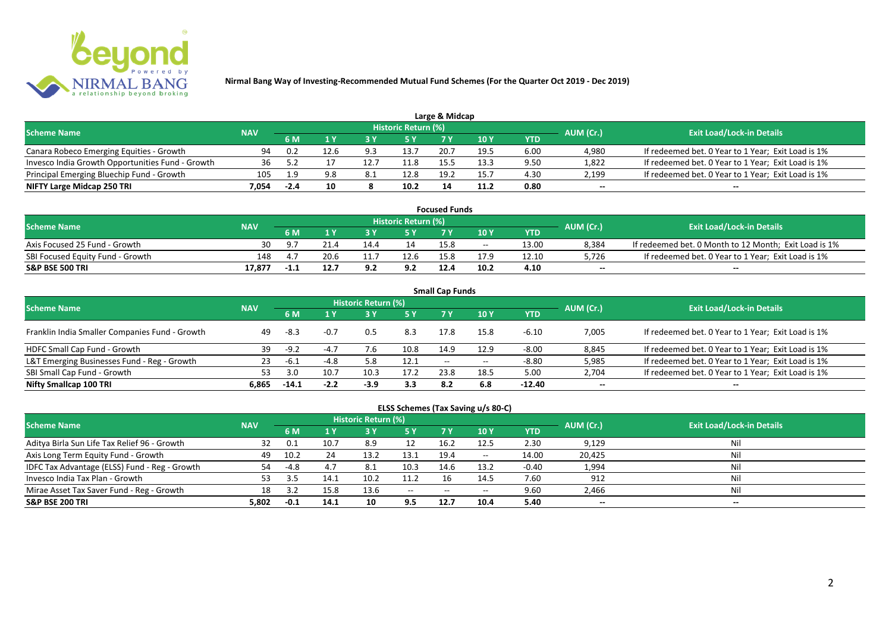# Nirmal Bang Way of Investing-Recommended Mutual Fund Schemes (For the Quarter Oct 2019 - Dec 2019)

## Large & Midcap

| Scheme Name | NAV | Historic Return (%) | | | | | | | AUM (Cr.) | Exit Load/Lock-in Details |
|---|---|---|---|---|---|---|---|---|---|---|
| | | 6 M | 1 Y | 3 Y | 5 Y | 7 Y | 10 Y | YTD | | |
| Canara Robeco Emerging Equities - Growth | 94 | 0.2 | 12.6 | 9.3 | 13.7 | 20.7 | 19.5 | 6.00 | 4,980 | If redeemed bet. 0 Year to 1 Year; Exit Load is 1% |
| Invesco India Growth Opportunities Fund - Growth | 36 | 5.2 | 17 | 12.7 | 11.8 | 15.5 | 13.3 | 9.50 | 1,822 | If redeemed bet. 0 Year to 1 Year; Exit Load is 1% |
| Principal Emerging Bluechip Fund - Growth | 105 | 1.9 | 9.8 | 8.1 | 12.8 | 19.2 | 15.7 | 4.30 | 2,199 | If redeemed bet. 0 Year to 1 Year; Exit Load is 1% |
| **NIFTY Large Midcap 250 TRI** | **7,054** | **-2.4** | **10** | **8** | **10.2** | **14** | **11.2** | **0.80** | **--** | **--** |

## Focused Funds

| Scheme Name | NAV | Historic Return (%) | | | | | | | AUM (Cr.) | Exit Load/Lock-in Details |
|---|---|---|---|---|---|---|---|---|---|---|
| | | 6 M | 1 Y | 3 Y | 5 Y | 7 Y | 10 Y | YTD | | |
| Axis Focused 25 Fund - Growth | 30 | 9.7 | 21.4 | 14.4 | 14 | 15.8 | -- | 13.00 | 8,384 | If redeemed bet. 0 Month to 12 Month; Exit Load is 1% |
| SBI Focused Equity Fund - Growth | 148 | 4.7 | 20.6 | 11.7 | 12.6 | 15.8 | 17.9 | 12.10 | 5,726 | If redeemed bet. 0 Year to 1 Year; Exit Load is 1% |
| **S&P BSE 500 TRI** | **17,877** | **-1.1** | **12.7** | **9.2** | **9.2** | **12.4** | **10.2** | **4.10** | **--** | **--** |

## Small Cap Funds

| Scheme Name | NAV | Historic Return (%) | | | | | | | AUM (Cr.) | Exit Load/Lock-in Details |
|---|---|---|---|---|---|---|---|---|---|---|
| | | 6 M | 1 Y | 3 Y | 5 Y | 7 Y | 10 Y | YTD | | |
| Franklin India Smaller Companies Fund - Growth | 49 | -8.3 | -0.7 | 0.5 | 8.3 | 17.8 | 15.8 | -6.10 | 7,005 | If redeemed bet. 0 Year to 1 Year; Exit Load is 1% |
| HDFC Small Cap Fund - Growth | 39 | -9.2 | -4.7 | 7.6 | 10.8 | 14.9 | 12.9 | -8.00 | 8,845 | If redeemed bet. 0 Year to 1 Year; Exit Load is 1% |
| L&T Emerging Businesses Fund - Reg - Growth | 23 | -6.1 | -4.8 | 5.8 | 12.1 | -- | -- | -8.80 | 5,985 | If redeemed bet. 0 Year to 1 Year; Exit Load is 1% |
| SBI Small Cap Fund - Growth | 53 | 3.0 | 10.7 | 10.3 | 17.2 | 23.8 | 18.5 | 5.00 | 2,704 | If redeemed bet. 0 Year to 1 Year; Exit Load is 1% |
| **Nifty Smallcap 100 TRI** | **6,865** | **-14.1** | **-2.2** | **-3.9** | **3.3** | **8.2** | **6.8** | **-12.40** | **--** | **--** |

## ELSS Schemes (Tax Saving u/s 80-C)

| Scheme Name | NAV | Historic Return (%) | | | | | | | AUM (Cr.) | Exit Load/Lock-in Details |
|---|---|---|---|---|---|---|---|---|---|---|
| | | 6 M | 1 Y | 3 Y | 5 Y | 7 Y | 10 Y | YTD | | |
| Aditya Birla Sun Life Tax Relief 96 - Growth | 32 | 0.1 | 10.7 | 8.9 | 12 | 16.2 | 12.5 | 2.30 | 9,129 | Nil |
| Axis Long Term Equity Fund - Growth | 49 | 10.2 | 24 | 13.2 | 13.1 | 19.4 | -- | 14.00 | 20,425 | Nil |
| IDFC Tax Advantage (ELSS) Fund - Reg - Growth | 54 | -4.8 | 4.7 | 8.1 | 10.3 | 14.6 | 13.2 | -0.40 | 1,994 | Nil |
| Invesco India Tax Plan - Growth | 53 | 3.5 | 14.1 | 10.2 | 11.2 | 16 | 14.5 | 7.60 | 912 | Nil |
| Mirae Asset Tax Saver Fund - Reg - Growth | 18 | 3.2 | 15.8 | 13.6 | -- | -- | -- | 9.60 | 2,466 | Nil |
| **S&P BSE 200 TRI** | **5,802** | **-0.1** | **14.1** | **10** | **9.5** | **12.7** | **10.4** | **5.40** | **--** | **--** |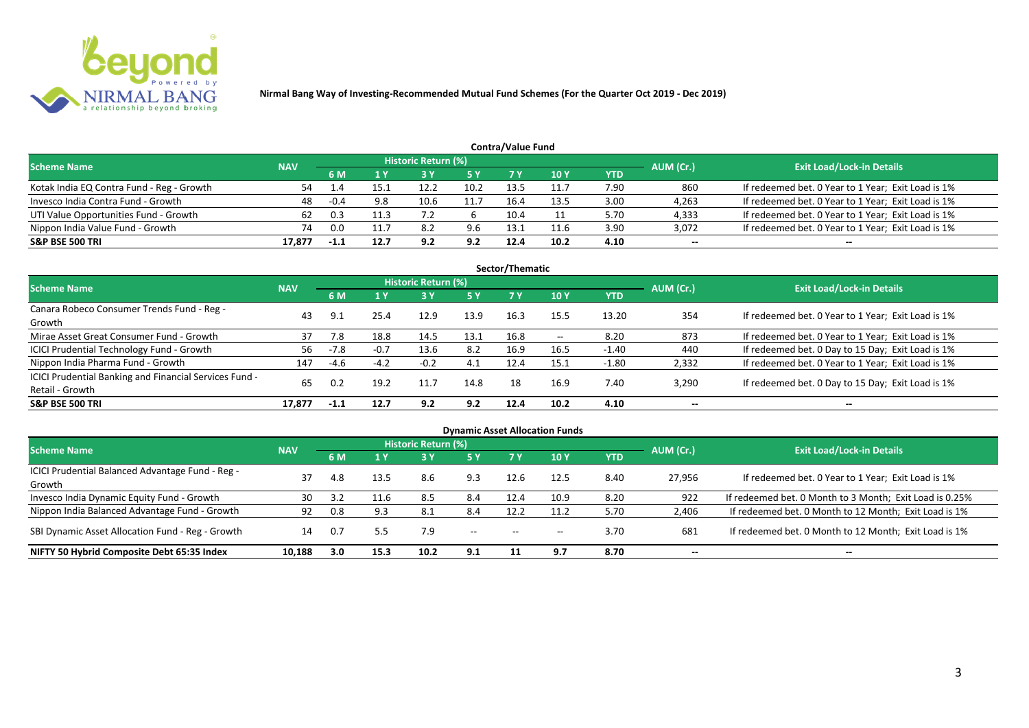**Nirmal Bang Way of Investing-Recommended Mutual Fund Schemes (For the Quarter Oct 2019 - Dec 2019)**

## Contra/Value Fund

| Scheme Name | NAV | Historic Return (%) | | | | | | | AUM (Cr.) | Exit Load/Lock-in Details |
|---|---|---|---|---|---|---|---|---|---|---|
| | | 6 M | 1 Y | 3 Y | 5 Y | 7 Y | 10 Y | YTD | | |
| Kotak India EQ Contra Fund - Reg - Growth | 54 | 1.4 | 15.1 | 12.2 | 10.2 | 13.5 | 11.7 | 7.90 | 860 | If redeemed bet. 0 Year to 1 Year; Exit Load is 1% |
| Invesco India Contra Fund - Growth | 48 | -0.4 | 9.8 | 10.6 | 11.7 | 16.4 | 13.5 | 3.00 | 4,263 | If redeemed bet. 0 Year to 1 Year; Exit Load is 1% |
| UTI Value Opportunities Fund - Growth | 62 | 0.3 | 11.3 | 7.2 | 6 | 10.4 | 11 | 5.70 | 4,333 | If redeemed bet. 0 Year to 1 Year; Exit Load is 1% |
| Nippon India Value Fund - Growth | 74 | 0.0 | 11.7 | 8.2 | 9.6 | 13.1 | 11.6 | 3.90 | 3,072 | If redeemed bet. 0 Year to 1 Year; Exit Load is 1% |
| **S&P BSE 500 TRI** | **17,877** | **-1.1** | **12.7** | **9.2** | **9.2** | **12.4** | **10.2** | **4.10** | -- | -- |

## Sector/Thematic

| Scheme Name | NAV | Historic Return (%) | | | | | | | AUM (Cr.) | Exit Load/Lock-in Details |
|---|---|---|---|---|---|---|---|---|---|---|
| | | 6 M | 1 Y | 3 Y | 5 Y | 7 Y | 10 Y | YTD | | |
| Canara Robeco Consumer Trends Fund - Reg - Growth | 43 | 9.1 | 25.4 | 12.9 | 13.9 | 16.3 | 15.5 | 13.20 | 354 | If redeemed bet. 0 Year to 1 Year; Exit Load is 1% |
| Mirae Asset Great Consumer Fund - Growth | 37 | 7.8 | 18.8 | 14.5 | 13.1 | 16.8 | -- | 8.20 | 873 | If redeemed bet. 0 Year to 1 Year; Exit Load is 1% |
| ICICI Prudential Technology Fund - Growth | 56 | -7.8 | -0.7 | 13.6 | 8.2 | 16.9 | 16.5 | -1.40 | 440 | If redeemed bet. 0 Day to 15 Day; Exit Load is 1% |
| Nippon India Pharma Fund - Growth | 147 | -4.6 | -4.2 | -0.2 | 4.1 | 12.4 | 15.1 | -1.80 | 2,332 | If redeemed bet. 0 Year to 1 Year; Exit Load is 1% |
| ICICI Prudential Banking and Financial Services Fund - Retail - Growth | 65 | 0.2 | 19.2 | 11.7 | 14.8 | 18 | 16.9 | 7.40 | 3,290 | If redeemed bet. 0 Day to 15 Day; Exit Load is 1% |
| **S&P BSE 500 TRI** | **17,877** | **-1.1** | **12.7** | **9.2** | **9.2** | **12.4** | **10.2** | **4.10** | -- | -- |

## Dynamic Asset Allocation Funds

| Scheme Name | NAV | Historic Return (%) | | | | | | | AUM (Cr.) | Exit Load/Lock-in Details |
|---|---|---|---|---|---|---|---|---|---|---|
| | | 6 M | 1 Y | 3 Y | 5 Y | 7 Y | 10 Y | YTD | | |
| ICICI Prudential Balanced Advantage Fund - Reg - Growth | 37 | 4.8 | 13.5 | 8.6 | 9.3 | 12.6 | 12.5 | 8.40 | 27,956 | If redeemed bet. 0 Year to 1 Year; Exit Load is 1% |
| Invesco India Dynamic Equity Fund - Growth | 30 | 3.2 | 11.6 | 8.5 | 8.4 | 12.4 | 10.9 | 8.20 | 922 | If redeemed bet. 0 Month to 3 Month; Exit Load is 0.25% |
| Nippon India Balanced Advantage Fund - Growth | 92 | 0.8 | 9.3 | 8.1 | 8.4 | 12.2 | 11.2 | 5.70 | 2,406 | If redeemed bet. 0 Month to 12 Month; Exit Load is 1% |
| SBI Dynamic Asset Allocation Fund - Reg - Growth | 14 | 0.7 | 5.5 | 7.9 | -- | -- | -- | 3.70 | 681 | If redeemed bet. 0 Month to 12 Month; Exit Load is 1% |
| **NIFTY 50 Hybrid Composite Debt 65:35 Index** | **10,188** | **3.0** | **15.3** | **10.2** | **9.1** | **11** | **9.7** | **8.70** | -- | -- |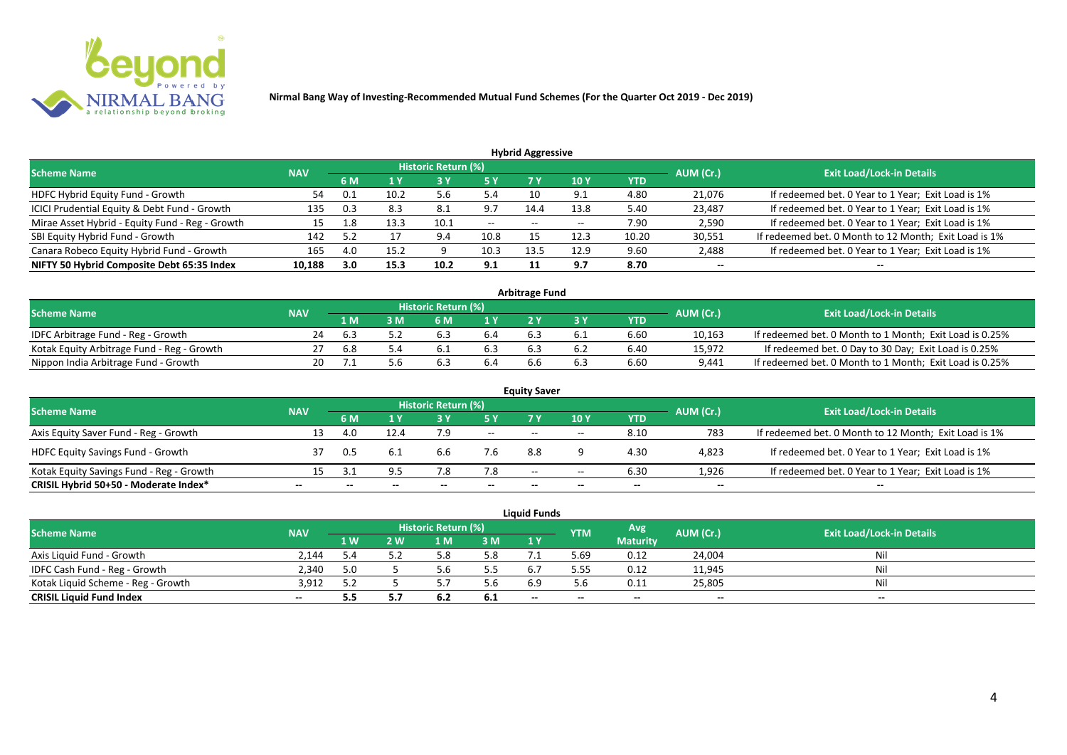**Nirmal Bang Way of Investing-Recommended Mutual Fund Schemes (For the Quarter Oct 2019 - Dec 2019)**

### Hybrid Aggressive

| Scheme Name | NAV | Historic Return (%) | | | | | | | AUM (Cr.) | Exit Load/Lock-in Details |
|---|---|---|---|---|---|---|---|---|---|---|
| | | 6 M | 1 Y | 3 Y | 5 Y | 7 Y | 10 Y | YTD | | |
| HDFC Hybrid Equity Fund - Growth | 54 | 0.1 | 10.2 | 5.6 | 5.4 | 10 | 9.1 | 4.80 | 21,076 | If redeemed bet. 0 Year to 1 Year; Exit Load is 1% |
| ICICI Prudential Equity & Debt Fund - Growth | 135 | 0.3 | 8.3 | 8.1 | 9.7 | 14.4 | 13.8 | 5.40 | 23,487 | If redeemed bet. 0 Year to 1 Year; Exit Load is 1% |
| Mirae Asset Hybrid - Equity Fund - Reg - Growth | 15 | 1.8 | 13.3 | 10.1 | -- | -- | -- | 7.90 | 2,590 | If redeemed bet. 0 Year to 1 Year; Exit Load is 1% |
| SBI Equity Hybrid Fund - Growth | 142 | 5.2 | 17 | 9.4 | 10.8 | 15 | 12.3 | 10.20 | 30,551 | If redeemed bet. 0 Month to 12 Month; Exit Load is 1% |
| Canara Robeco Equity Hybrid Fund - Growth | 165 | 4.0 | 15.2 | 9 | 10.3 | 13.5 | 12.9 | 9.60 | 2,488 | If redeemed bet. 0 Year to 1 Year; Exit Load is 1% |
| **NIFTY 50 Hybrid Composite Debt 65:35 Index** | **10,188** | **3.0** | **15.3** | **10.2** | **9.1** | **11** | **9.7** | **8.70** | **--** | **--** |

### Arbitrage Fund

| Scheme Name | NAV | Historic Return (%) | | | | | | | AUM (Cr.) | Exit Load/Lock-in Details |
|---|---|---|---|---|---|---|---|---|---|---|
| | | 1 M | 3 M | 6 M | 1 Y | 2 Y | 3 Y | YTD | | |
| IDFC Arbitrage Fund - Reg - Growth | 24 | 6.3 | 5.2 | 6.3 | 6.4 | 6.3 | 6.1 | 6.60 | 10,163 | If redeemed bet. 0 Month to 1 Month; Exit Load is 0.25% |
| Kotak Equity Arbitrage Fund - Reg - Growth | 27 | 6.8 | 5.4 | 6.1 | 6.3 | 6.3 | 6.2 | 6.40 | 15,972 | If redeemed bet. 0 Day to 30 Day; Exit Load is 0.25% |
| Nippon India Arbitrage Fund - Growth | 20 | 7.1 | 5.6 | 6.3 | 6.4 | 6.6 | 6.3 | 6.60 | 9,441 | If redeemed bet. 0 Month to 1 Month; Exit Load is 0.25% |

### Equity Saver

| Scheme Name | NAV | Historic Return (%) | | | | | | | AUM (Cr.) | Exit Load/Lock-in Details |
|---|---|---|---|---|---|---|---|---|---|---|
| | | 6 M | 1 Y | 3 Y | 5 Y | 7 Y | 10 Y | YTD | | |
| Axis Equity Saver Fund - Reg - Growth | 13 | 4.0 | 12.4 | 7.9 | -- | -- | -- | 8.10 | 783 | If redeemed bet. 0 Month to 12 Month; Exit Load is 1% |
| HDFC Equity Savings Fund - Growth | 37 | 0.5 | 6.1 | 6.6 | 7.6 | 8.8 | 9 | 4.30 | 4,823 | If redeemed bet. 0 Year to 1 Year; Exit Load is 1% |
| Kotak Equity Savings Fund - Reg - Growth | 15 | 3.1 | 9.5 | 7.8 | 7.8 | -- | -- | 6.30 | 1,926 | If redeemed bet. 0 Year to 1 Year; Exit Load is 1% |
| **CRISIL Hybrid 50+50 - Moderate Index*** | **--** | **--** | **--** | **--** | **--** | **--** | **--** | **--** | **--** | **--** |

### Liquid Funds

| Scheme Name | NAV | Historic Return (%) | | | | | YTM | Avg Maturity | AUM (Cr.) | Exit Load/Lock-in Details |
|---|---|---|---|---|---|---|---|---|---|---|
| | | 1 W | 2 W | 1 M | 3 M | 1 Y | | | | |
| Axis Liquid Fund - Growth | 2,144 | 5.4 | 5.2 | 5.8 | 5.8 | 7.1 | 5.69 | 0.12 | 24,004 | Nil |
| IDFC Cash Fund - Reg - Growth | 2,340 | 5.0 | 5 | 5.6 | 5.5 | 6.7 | 5.55 | 0.12 | 11,945 | Nil |
| Kotak Liquid Scheme - Reg - Growth | 3,912 | 5.2 | 5 | 5.7 | 5.6 | 6.9 | 5.6 | 0.11 | 25,805 | Nil |
| **CRISIL Liquid Fund Index** | **--** | **5.5** | **5.7** | **6.2** | **6.1** | **--** | **--** | **--** | **--** | **--** |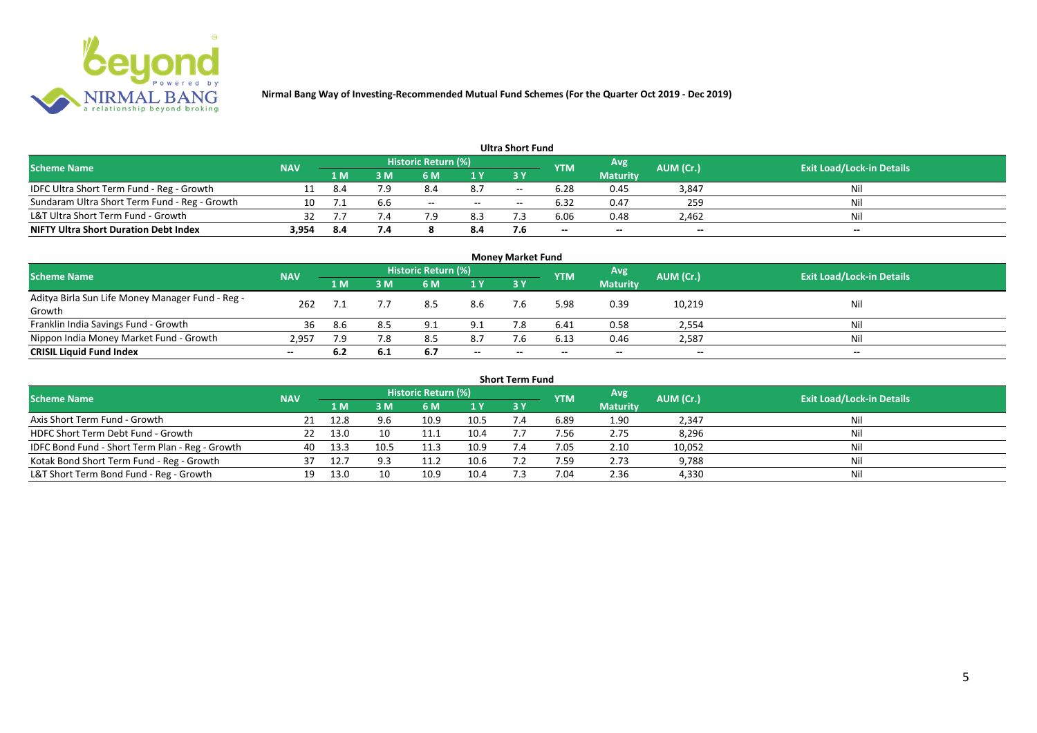**Nirmal Bang Way of Investing-Recommended Mutual Fund Schemes (For the Quarter Oct 2019 - Dec 2019)**

## Ultra Short Fund

| Scheme Name | NAV | Historic Return (%) | | | | | YTM | Avg Maturity | AUM (Cr.) | Exit Load/Lock-in Details |
|---|---|---|---|---|---|---|---|---|---|---|
| | | 1 M | 3 M | 6 M | 1 Y | 3 Y | | | | |
| IDFC Ultra Short Term Fund - Reg - Growth | 11 | 8.4 | 7.9 | 8.4 | 8.7 | -- | 6.28 | 0.45 | 3,847 | Nil |
| Sundaram Ultra Short Term Fund - Reg - Growth | 10 | 7.1 | 6.6 | -- | -- | -- | 6.32 | 0.47 | 259 | Nil |
| L&T Ultra Short Term Fund - Growth | 32 | 7.7 | 7.4 | 7.9 | 8.3 | 7.3 | 6.06 | 0.48 | 2,462 | Nil |
| **NIFTY Ultra Short Duration Debt Index** | **3,954** | **8.4** | **7.4** | **8** | **8.4** | **7.6** | **--** | **--** | **--** | **--** |

## Money Market Fund

| Scheme Name | NAV | Historic Return (%) | | | | | YTM | Avg Maturity | AUM (Cr.) | Exit Load/Lock-in Details |
|---|---|---|---|---|---|---|---|---|---|---|
| | | 1 M | 3 M | 6 M | 1 Y | 3 Y | | | | |
| Aditya Birla Sun Life Money Manager Fund - Reg - Growth | 262 | 7.1 | 7.7 | 8.5 | 8.6 | 7.6 | 5.98 | 0.39 | 10,219 | Nil |
| Franklin India Savings Fund - Growth | 36 | 8.6 | 8.5 | 9.1 | 9.1 | 7.8 | 6.41 | 0.58 | 2,554 | Nil |
| Nippon India Money Market Fund - Growth | 2,957 | 7.9 | 7.8 | 8.5 | 8.7 | 7.6 | 6.13 | 0.46 | 2,587 | Nil |
| **CRISIL Liquid Fund Index** | **--** | **6.2** | **6.1** | **6.7** | **--** | **--** | **--** | **--** | **--** | **--** |

## Short Term Fund

| Scheme Name | NAV | Historic Return (%) | | | | | YTM | Avg Maturity | AUM (Cr.) | Exit Load/Lock-in Details |
|---|---|---|---|---|---|---|---|---|---|---|
| | | 1 M | 3 M | 6 M | 1 Y | 3 Y | | | | |
| Axis Short Term Fund - Growth | 21 | 12.8 | 9.6 | 10.9 | 10.5 | 7.4 | 6.89 | 1.90 | 2,347 | Nil |
| HDFC Short Term Debt Fund - Growth | 22 | 13.0 | 10 | 11.1 | 10.4 | 7.7 | 7.56 | 2.75 | 8,296 | Nil |
| IDFC Bond Fund - Short Term Plan - Reg - Growth | 40 | 13.3 | 10.5 | 11.3 | 10.9 | 7.4 | 7.05 | 2.10 | 10,052 | Nil |
| Kotak Bond Short Term Fund - Reg - Growth | 37 | 12.7 | 9.3 | 11.2 | 10.6 | 7.2 | 7.59 | 2.73 | 9,788 | Nil |
| L&T Short Term Bond Fund - Reg - Growth | 19 | 13.0 | 10 | 10.9 | 10.4 | 7.3 | 7.04 | 2.36 | 4,330 | Nil |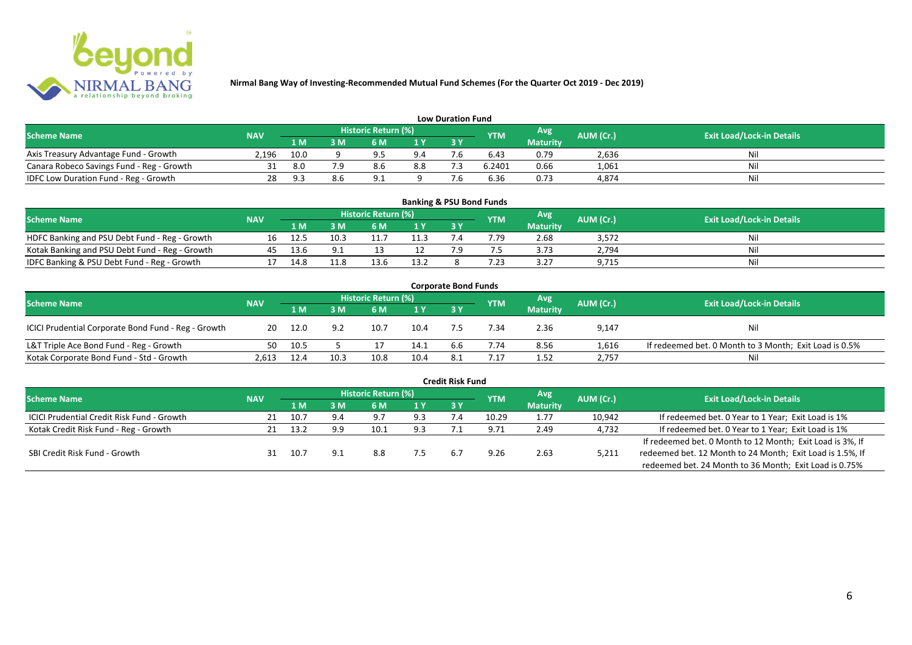# Nirmal Bang Way of Investing-Recommended Mutual Fund Schemes (For the Quarter Oct 2019 - Dec 2019)

## Low Duration Fund

| Scheme Name | NAV | Historic Return (%) | | | | | YTM | Avg Maturity | AUM (Cr.) | Exit Load/Lock-in Details |
|---|---|---|---|---|---|---|---|---|---|---|
| | | 1 M | 3 M | 6 M | 1 Y | 3 Y | | | | |
| Axis Treasury Advantage Fund - Growth | 2,196 | 10.0 | 9 | 9.5 | 9.4 | 7.6 | 6.43 | 0.79 | 2,636 | Nil |
| Canara Robeco Savings Fund - Reg - Growth | 31 | 8.0 | 7.9 | 8.6 | 8.8 | 7.3 | 6.2401 | 0.66 | 1,061 | Nil |
| IDFC Low Duration Fund - Reg - Growth | 28 | 9.3 | 8.6 | 9.1 | 9 | 7.6 | 6.36 | 0.73 | 4,874 | Nil |

## Banking & PSU Bond Funds

| Scheme Name | NAV | Historic Return (%) | | | | | YTM | Avg Maturity | AUM (Cr.) | Exit Load/Lock-in Details |
|---|---|---|---|---|---|---|---|---|---|---|
| | | 1 M | 3 M | 6 M | 1 Y | 3 Y | | | | |
| HDFC Banking and PSU Debt Fund - Reg - Growth | 16 | 12.5 | 10.3 | 11.7 | 11.3 | 7.4 | 7.79 | 2.68 | 3,572 | Nil |
| Kotak Banking and PSU Debt Fund - Reg - Growth | 45 | 13.6 | 9.1 | 13 | 12 | 7.9 | 7.5 | 3.73 | 2,794 | Nil |
| IDFC Banking & PSU Debt Fund - Reg - Growth | 17 | 14.8 | 11.8 | 13.6 | 13.2 | 8 | 7.23 | 3.27 | 9,715 | Nil |

## Corporate Bond Funds

| Scheme Name | NAV | Historic Return (%) | | | | | YTM | Avg Maturity | AUM (Cr.) | Exit Load/Lock-in Details |
|---|---|---|---|---|---|---|---|---|---|---|
| | | 1 M | 3 M | 6 M | 1 Y | 3 Y | | | | |
| ICICI Prudential Corporate Bond Fund - Reg - Growth | 20 | 12.0 | 9.2 | 10.7 | 10.4 | 7.5 | 7.34 | 2.36 | 9,147 | Nil |
| L&T Triple Ace Bond Fund - Reg - Growth | 50 | 10.5 | 5 | 17 | 14.1 | 6.6 | 7.74 | 8.56 | 1,616 | If redeemed bet. 0 Month to 3 Month; Exit Load is 0.5% |
| Kotak Corporate Bond Fund - Std - Growth | 2,613 | 12.4 | 10.3 | 10.8 | 10.4 | 8.1 | 7.17 | 1.52 | 2,757 | Nil |

## Credit Risk Fund

| Scheme Name | NAV | Historic Return (%) | | | | | YTM | Avg Maturity | AUM (Cr.) | Exit Load/Lock-in Details |
|---|---|---|---|---|---|---|---|---|---|---|
| | | 1 M | 3 M | 6 M | 1 Y | 3 Y | | | | |
| ICICI Prudential Credit Risk Fund - Growth | 21 | 10.7 | 9.4 | 9.7 | 9.3 | 7.4 | 10.29 | 1.77 | 10,942 | If redeemed bet. 0 Year to 1 Year; Exit Load is 1% |
| Kotak Credit Risk Fund - Reg - Growth | 21 | 13.2 | 9.9 | 10.1 | 9.3 | 7.1 | 9.71 | 2.49 | 4,732 | If redeemed bet. 0 Year to 1 Year; Exit Load is 1% |
| SBI Credit Risk Fund - Growth | 31 | 10.7 | 9.1 | 8.8 | 7.5 | 6.7 | 9.26 | 2.63 | 5,211 | If redeemed bet. 0 Month to 12 Month; Exit Load is 3%, If redeemed bet. 12 Month to 24 Month; Exit Load is 1.5%, If redeemed bet. 24 Month to 36 Month; Exit Load is 0.75% |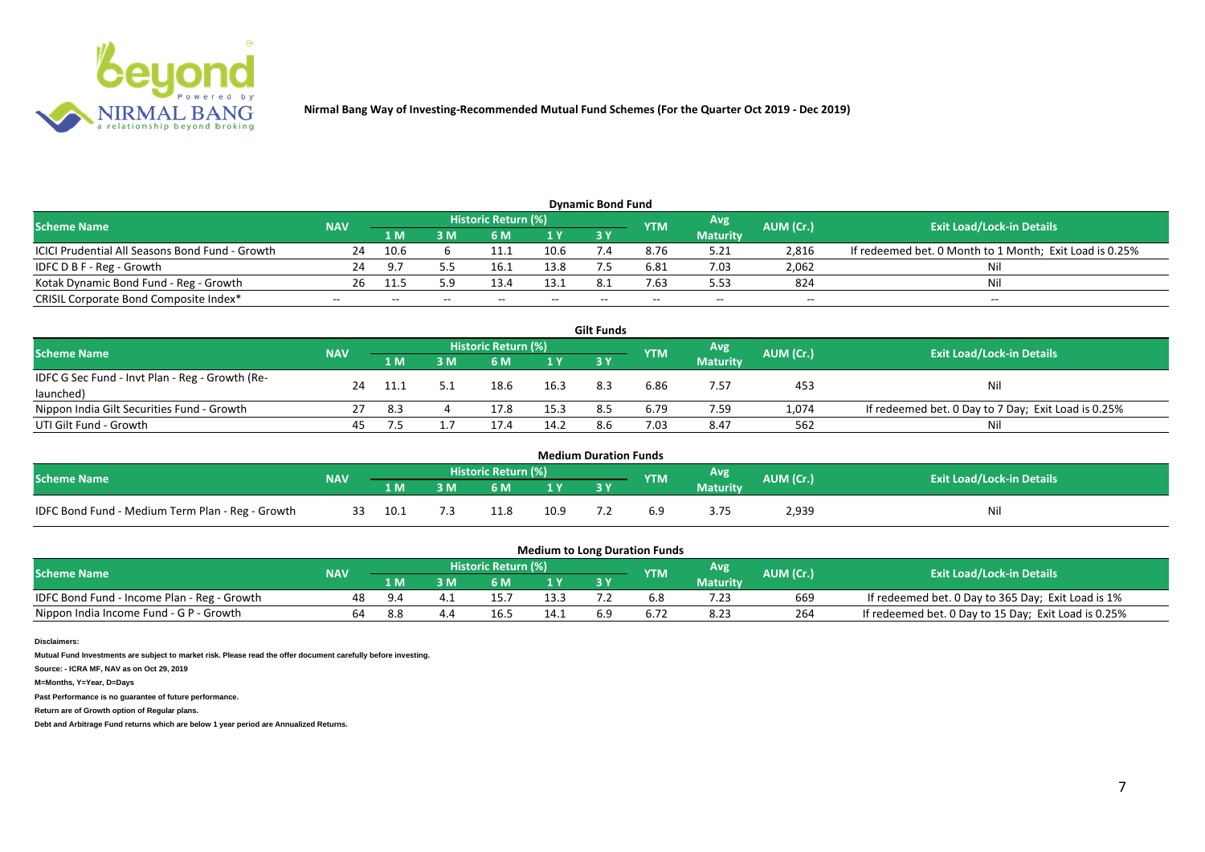Nirmal Bang Way of Investing-Recommended Mutual Fund Schemes (For the Quarter Oct 2019 - Dec 2019)

## Dynamic Bond Fund

| Scheme Name | NAV | Historic Return (%) | | | | | YTM | Avg Maturity | AUM (Cr.) | Exit Load/Lock-in Details |
|---|---|---|---|---|---|---|---|---|---|---|
| | | 1 M | 3 M | 6 M | 1 Y | 3 Y | | | | |
| ICICI Prudential All Seasons Bond Fund - Growth | 24 | 10.6 | 6 | 11.1 | 10.6 | 7.4 | 8.76 | 5.21 | 2,816 | If redeemed bet. 0 Month to 1 Month; Exit Load is 0.25% |
| IDFC D B F - Reg - Growth | 24 | 9.7 | 5.5 | 16.1 | 13.8 | 7.5 | 6.81 | 7.03 | 2,062 | Nil |
| Kotak Dynamic Bond Fund - Reg - Growth | 26 | 11.5 | 5.9 | 13.4 | 13.1 | 8.1 | 7.63 | 5.53 | 824 | Nil |
| CRISIL Corporate Bond Composite Index* | -- | -- | -- | -- | -- | -- | -- | -- | -- | -- |

## Gilt Funds

| Scheme Name | NAV | Historic Return (%) | | | | | YTM | Avg Maturity | AUM (Cr.) | Exit Load/Lock-in Details |
|---|---|---|---|---|---|---|---|---|---|---|
| | | 1 M | 3 M | 6 M | 1 Y | 3 Y | | | | |
| IDFC G Sec Fund - Invt Plan - Reg - Growth (Re-launched) | 24 | 11.1 | 5.1 | 18.6 | 16.3 | 8.3 | 6.86 | 7.57 | 453 | Nil |
| Nippon India Gilt Securities Fund - Growth | 27 | 8.3 | 4 | 17.8 | 15.3 | 8.5 | 6.79 | 7.59 | 1,074 | If redeemed bet. 0 Day to 7 Day; Exit Load is 0.25% |
| UTI Gilt Fund - Growth | 45 | 7.5 | 1.7 | 17.4 | 14.2 | 8.6 | 7.03 | 8.47 | 562 | Nil |

## Medium Duration Funds

| Scheme Name | NAV | Historic Return (%) | | | | | YTM | Avg Maturity | AUM (Cr.) | Exit Load/Lock-in Details |
|---|---|---|---|---|---|---|---|---|---|---|
| | | 1 M | 3 M | 6 M | 1 Y | 3 Y | | | | |
| IDFC Bond Fund - Medium Term Plan - Reg - Growth | 33 | 10.1 | 7.3 | 11.8 | 10.9 | 7.2 | 6.9 | 3.75 | 2,939 | Nil |

## Medium to Long Duration Funds

| Scheme Name | NAV | Historic Return (%) | | | | | YTM | Avg Maturity | AUM (Cr.) | Exit Load/Lock-in Details |
|---|---|---|---|---|---|---|---|---|---|---|
| | | 1 M | 3 M | 6 M | 1 Y | 3 Y | | | | |
| IDFC Bond Fund - Income Plan - Reg - Growth | 48 | 9.4 | 4.1 | 15.7 | 13.3 | 7.2 | 6.8 | 7.23 | 669 | If redeemed bet. 0 Day to 365 Day; Exit Load is 1% |
| Nippon India Income Fund - G P - Growth | 64 | 8.8 | 4.4 | 16.5 | 14.1 | 6.9 | 6.72 | 8.23 | 264 | If redeemed bet. 0 Day to 15 Day; Exit Load is 0.25% |

**Disclaimers:**

**Mutual Fund Investments are subject to market risk. Please read the offer document carefully before investing.**

**Source: - ICRA MF, NAV as on Oct 29, 2019**

**M=Months, Y=Year, D=Days**

**Past Performance is no guarantee of future performance.**

**Return are of Growth option of Regular plans.**

**Debt and Arbitrage Fund returns which are below 1 year period are Annualized Returns.**